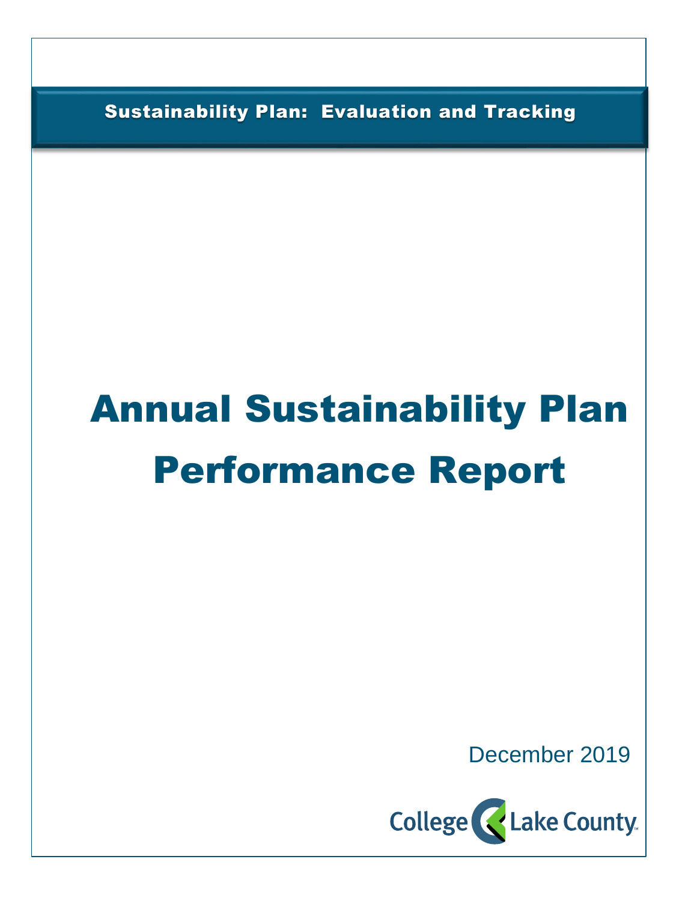Sustainability Plan: Evaluation and Tracking

# Annual Sustainability Plan Performance Report

December 2019

College of Lake County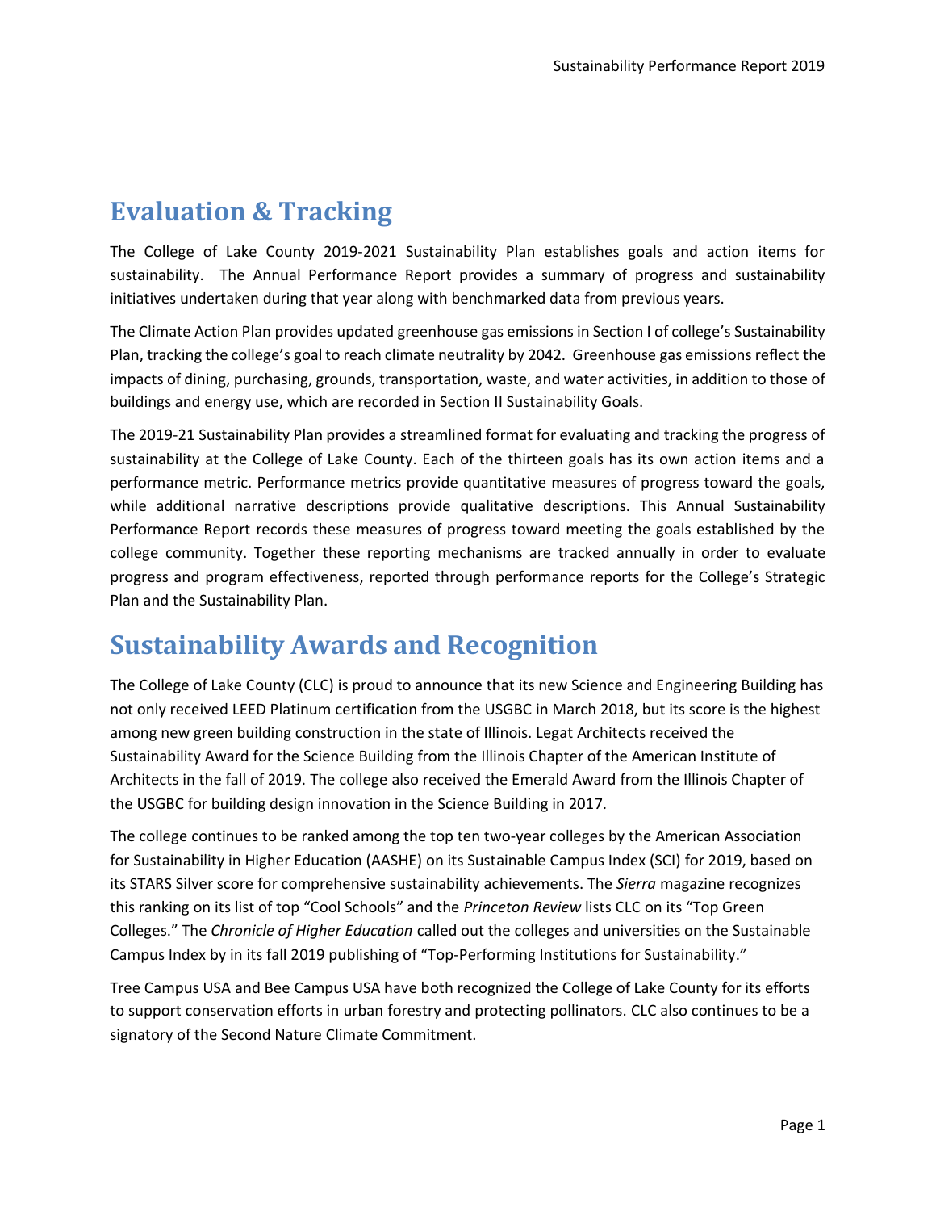# Evaluation & Tracking

The College of Lake County 2019-2021 Sustainability Plan establishes goals and action items for sustainability. The Annual Performance Report provides a summary of progress and sustainability initiatives undertaken during that year along with benchmarked data from previous years.

The Climate Action Plan provides updated greenhouse gas emissions in Section I of college's Sustainability Plan, tracking the college's goal to reach climate neutrality by 2042. Greenhouse gas emissions reflect the impacts of dining, purchasing, grounds, transportation, waste, and water activities, in addition to those of buildings and energy use, which are recorded in Section II Sustainability Goals.

The 2019-21 Sustainability Plan provides a streamlined format for evaluating and tracking the progress of sustainability at the College of Lake County. Each of the thirteen goals has its own action items and a performance metric. Performance metrics provide quantitative measures of progress toward the goals, while additional narrative descriptions provide qualitative descriptions. This Annual Sustainability Performance Report records these measures of progress toward meeting the goals established by the college community. Together these reporting mechanisms are tracked annually in order to evaluate progress and program effectiveness, reported through performance reports for the College's Strategic Plan and the Sustainability Plan.

# Sustainability Awards and Recognition

The College of Lake County (CLC) is proud to announce that its new Science and Engineering Building has not only received LEED Platinum certification from the USGBC in March 2018, but its score is the highest among new green building construction in the state of Illinois. Legat Architects received the Sustainability Award for the Science Building from the Illinois Chapter of the American Institute of Architects in the fall of 2019. The college also received the Emerald Award from the Illinois Chapter of the USGBC for building design innovation in the Science Building in 2017.

The college continues to be ranked among the top ten two-year colleges by the American Association for Sustainability in Higher Education (AASHE) on its Sustainable Campus Index (SCI) for 2019, based on its STARS Silver score for comprehensive sustainability achievements. The *Sierra* magazine recognizes this ranking on its list of top "Cool Schools" and the *Princeton Review* lists CLC on its "Top Green Colleges." The *Chronicle of Higher Education* called out the colleges and universities on the Sustainable Campus Index by in its fall 2019 publishing of "Top-Performing Institutions for Sustainability."

Tree Campus USA and Bee Campus USA have both recognized the College of Lake County for its efforts to support conservation efforts in urban forestry and protecting pollinators. CLC also continues to be a signatory of the Second Nature Climate Commitment.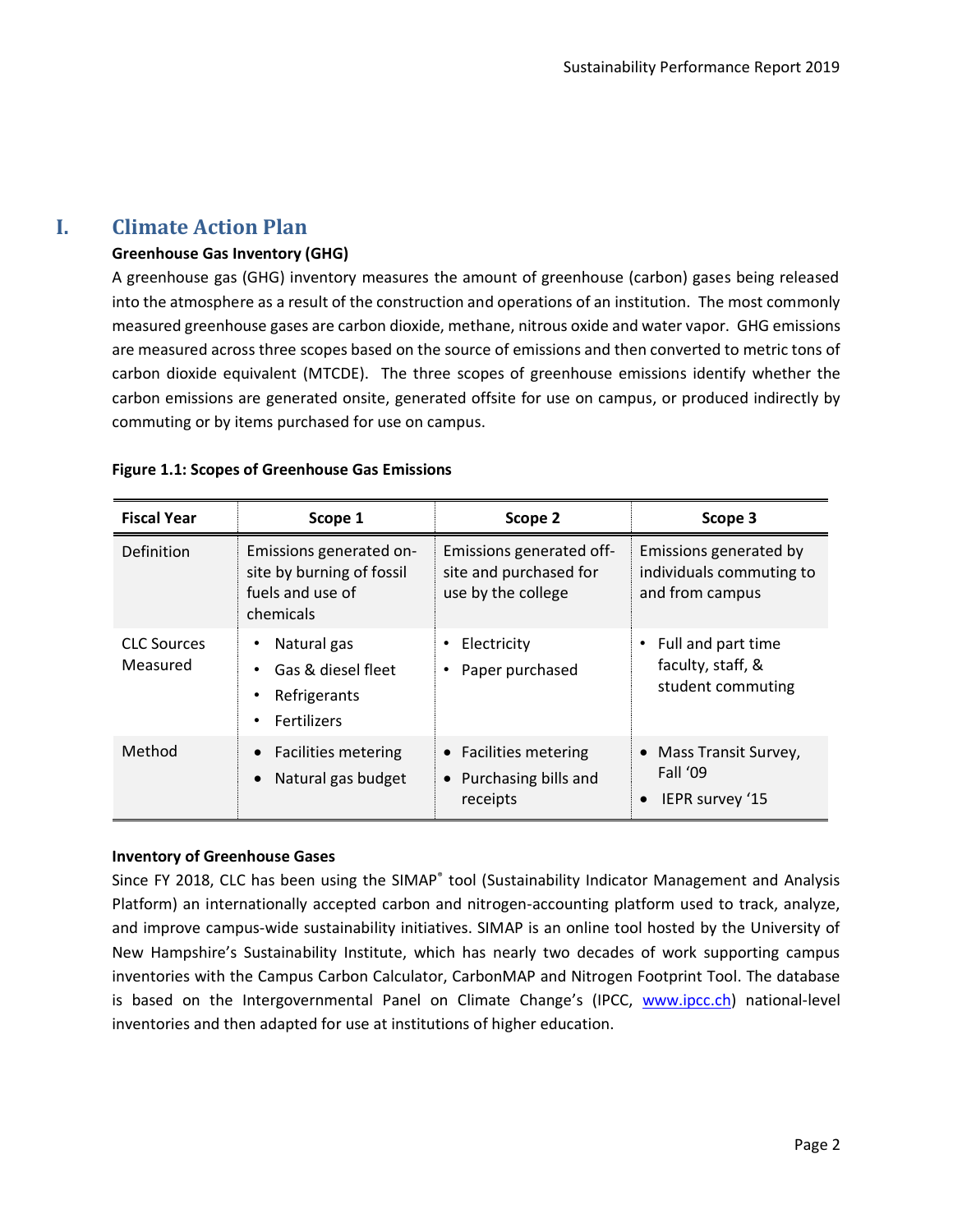# I. Climate Action Plan

**Greenhouse Gas Inventory (GHG)**

A greenhouse gas (GHG) inventory measures the amount of greenhouse (carbon) gases being released into the atmosphere as a result of the construction and operations of an institution. The most commonly measured greenhouse gases are carbon dioxide, methane, nitrous oxide and water vapor. GHG emissions are measured across three scopes based on the source of emissions and then converted to metric tons of carbon dioxide equivalent (MTCDE). The three scopes of greenhouse emissions identify whether the carbon emissions are generated onsite, generated offsite for use on campus, or produced indirectly by commuting or by items purchased for use on campus.

**Figure 1.1: Scopes of Greenhouse Gas Emissions**

| Fiscal Year | Scope 1 | Scope 2 | Scope 3 |
|---|---|---|---|
| Definition | Emissions generated on-site by burning of fossil fuels and use of chemicals | Emissions generated off-site and purchased for use by the college | Emissions generated by individuals commuting to and from campus |
| CLC Sources Measured | • Natural gas<br>• Gas & diesel fleet<br>• Refrigerants<br>• Fertilizers | • Electricity<br>• Paper purchased | • Full and part time faculty, staff, & student commuting |
| Method | • Facilities metering<br>• Natural gas budget | • Facilities metering<br>• Purchasing bills and receipts | • Mass Transit Survey, Fall '09<br>• IEPR survey '15 |

**Inventory of Greenhouse Gases**

Since FY 2018, CLC has been using the SIMAP® tool (Sustainability Indicator Management and Analysis Platform) an internationally accepted carbon and nitrogen-accounting platform used to track, analyze, and improve campus-wide sustainability initiatives. SIMAP is an online tool hosted by the University of New Hampshire's Sustainability Institute, which has nearly two decades of work supporting campus inventories with the Campus Carbon Calculator, CarbonMAP and Nitrogen Footprint Tool. The database is based on the Intergovernmental Panel on Climate Change's (IPCC, www.ipcc.ch) national-level inventories and then adapted for use at institutions of higher education.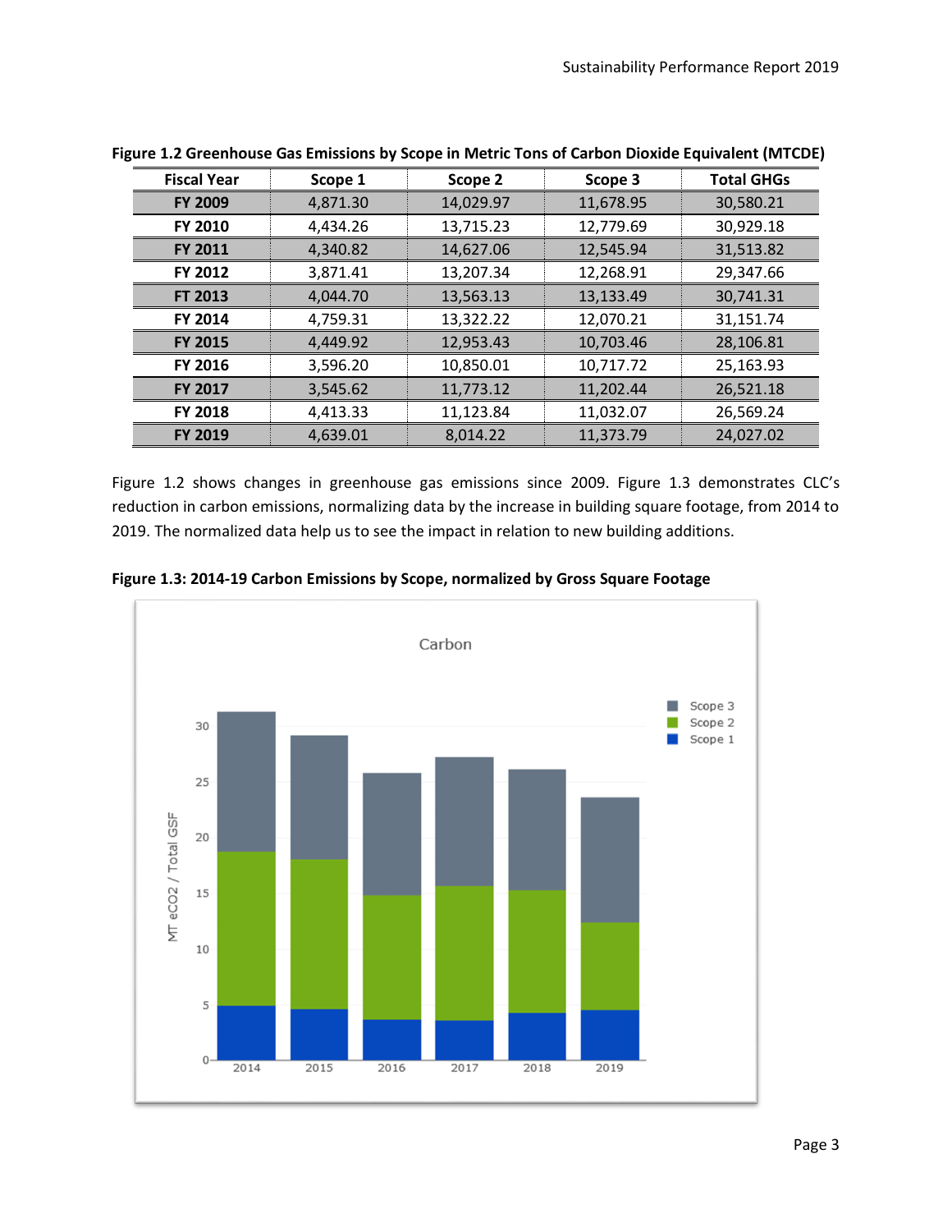**Figure 1.2 Greenhouse Gas Emissions by Scope in Metric Tons of Carbon Dioxide Equivalent (MTCDE)**

| Fiscal Year | Scope 1 | Scope 2 | Scope 3 | Total GHGs |
|---|---|---|---|---|
| **FY 2009** | 4,871.30 | 14,029.97 | 11,678.95 | 30,580.21 |
| **FY 2010** | 4,434.26 | 13,715.23 | 12,779.69 | 30,929.18 |
| **FY 2011** | 4,340.82 | 14,627.06 | 12,545.94 | 31,513.82 |
| **FY 2012** | 3,871.41 | 13,207.34 | 12,268.91 | 29,347.66 |
| **FT 2013** | 4,044.70 | 13,563.13 | 13,133.49 | 30,741.31 |
| **FY 2014** | 4,759.31 | 13,322.22 | 12,070.21 | 31,151.74 |
| **FY 2015** | 4,449.92 | 12,953.43 | 10,703.46 | 28,106.81 |
| **FY 2016** | 3,596.20 | 10,850.01 | 10,717.72 | 25,163.93 |
| **FY 2017** | 3,545.62 | 11,773.12 | 11,202.44 | 26,521.18 |
| **FY 2018** | 4,413.33 | 11,123.84 | 11,032.07 | 26,569.24 |
| **FY 2019** | 4,639.01 | 8,014.22 | 11,373.79 | 24,027.02 |

Figure 1.2 shows changes in greenhouse gas emissions since 2009. Figure 1.3 demonstrates CLC's reduction in carbon emissions, normalizing data by the increase in building square footage, from 2014 to 2019. The normalized data help us to see the impact in relation to new building additions.

**Figure 1.3: 2014-19 Carbon Emissions by Scope, normalized by Gross Square Footage**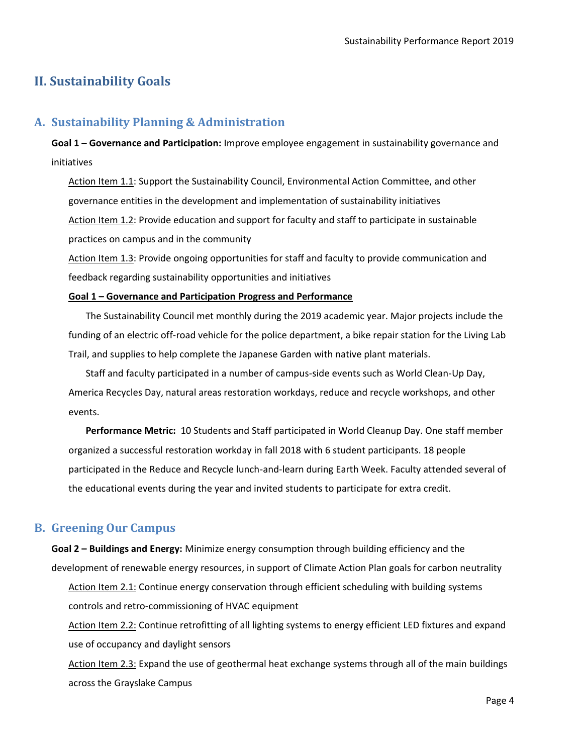## II. Sustainability Goals

### A. Sustainability Planning & Administration

**Goal 1 – Governance and Participation:** Improve employee engagement in sustainability governance and initiatives

Action Item 1.1: Support the Sustainability Council, Environmental Action Committee, and other governance entities in the development and implementation of sustainability initiatives

Action Item 1.2: Provide education and support for faculty and staff to participate in sustainable practices on campus and in the community

Action Item 1.3: Provide ongoing opportunities for staff and faculty to provide communication and feedback regarding sustainability opportunities and initiatives

**Goal 1 – Governance and Participation Progress and Performance**

The Sustainability Council met monthly during the 2019 academic year. Major projects include the funding of an electric off-road vehicle for the police department, a bike repair station for the Living Lab Trail, and supplies to help complete the Japanese Garden with native plant materials.

Staff and faculty participated in a number of campus-side events such as World Clean-Up Day, America Recycles Day, natural areas restoration workdays, reduce and recycle workshops, and other events.

**Performance Metric:** 10 Students and Staff participated in World Cleanup Day. One staff member organized a successful restoration workday in fall 2018 with 6 student participants. 18 people participated in the Reduce and Recycle lunch-and-learn during Earth Week. Faculty attended several of the educational events during the year and invited students to participate for extra credit.

### B. Greening Our Campus

**Goal 2 – Buildings and Energy:** Minimize energy consumption through building efficiency and the development of renewable energy resources, in support of Climate Action Plan goals for carbon neutrality

Action Item 2.1: Continue energy conservation through efficient scheduling with building systems controls and retro-commissioning of HVAC equipment

Action Item 2.2: Continue retrofitting of all lighting systems to energy efficient LED fixtures and expand use of occupancy and daylight sensors

Action Item 2.3: Expand the use of geothermal heat exchange systems through all of the main buildings across the Grayslake Campus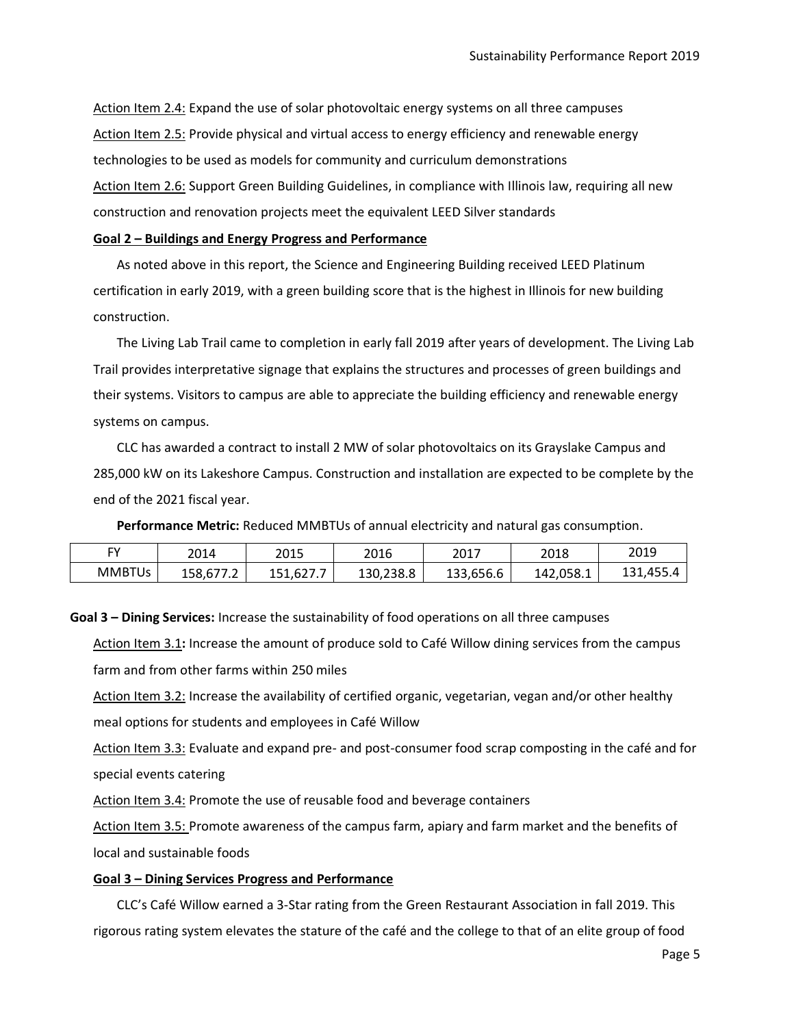Action Item 2.4: Expand the use of solar photovoltaic energy systems on all three campuses

Action Item 2.5: Provide physical and virtual access to energy efficiency and renewable energy technologies to be used as models for community and curriculum demonstrations

Action Item 2.6: Support Green Building Guidelines, in compliance with Illinois law, requiring all new construction and renovation projects meet the equivalent LEED Silver standards

**Goal 2 – Buildings and Energy Progress and Performance**

As noted above in this report, the Science and Engineering Building received LEED Platinum certification in early 2019, with a green building score that is the highest in Illinois for new building construction.

The Living Lab Trail came to completion in early fall 2019 after years of development. The Living Lab Trail provides interpretative signage that explains the structures and processes of green buildings and their systems. Visitors to campus are able to appreciate the building efficiency and renewable energy systems on campus.

CLC has awarded a contract to install 2 MW of solar photovoltaics on its Grayslake Campus and 285,000 kW on its Lakeshore Campus. Construction and installation are expected to be complete by the end of the 2021 fiscal year.

**Performance Metric:** Reduced MMBTUs of annual electricity and natural gas consumption.

| FY | 2014 | 2015 | 2016 | 2017 | 2018 | 2019 |
|---|---|---|---|---|---|---|
| MMBTUs | 158,677.2 | 151,627.7 | 130,238.8 | 133,656.6 | 142,058.1 | 131,455.4 |

**Goal 3 – Dining Services:** Increase the sustainability of food operations on all three campuses

Action Item 3.1**:** Increase the amount of produce sold to Café Willow dining services from the campus farm and from other farms within 250 miles

Action Item 3.2: Increase the availability of certified organic, vegetarian, vegan and/or other healthy meal options for students and employees in Café Willow

Action Item 3.3: Evaluate and expand pre- and post-consumer food scrap composting in the café and for special events catering

Action Item 3.4: Promote the use of reusable food and beverage containers

Action Item 3.5: Promote awareness of the campus farm, apiary and farm market and the benefits of local and sustainable foods

**Goal 3 – Dining Services Progress and Performance**

CLC's Café Willow earned a 3-Star rating from the Green Restaurant Association in fall 2019. This rigorous rating system elevates the stature of the café and the college to that of an elite group of food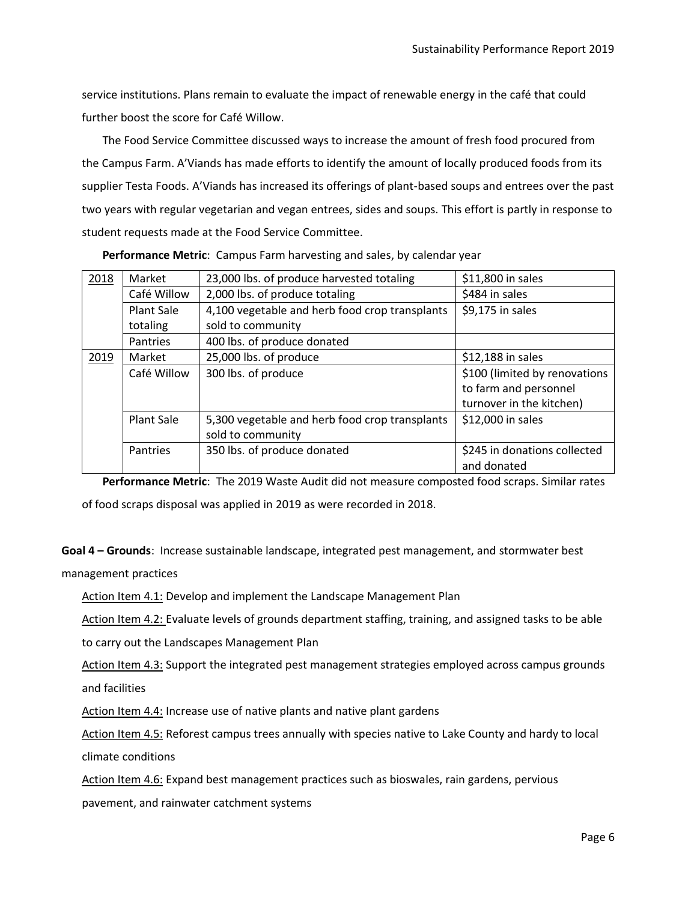service institutions. Plans remain to evaluate the impact of renewable energy in the café that could further boost the score for Café Willow.

The Food Service Committee discussed ways to increase the amount of fresh food procured from the Campus Farm. A'Viands has made efforts to identify the amount of locally produced foods from its supplier Testa Foods. A'Viands has increased its offerings of plant-based soups and entrees over the past two years with regular vegetarian and vegan entrees, sides and soups. This effort is partly in response to student requests made at the Food Service Committee.

**Performance Metric**: Campus Farm harvesting and sales, by calendar year

| | | | |
|---|---|---|---|
| 2018 | Market | 23,000 lbs. of produce harvested totaling | $11,800 in sales |
| | Café Willow | 2,000 lbs. of produce totaling | $484 in sales |
| | Plant Sale totaling | 4,100 vegetable and herb food crop transplants sold to community | $9,175 in sales |
| | Pantries | 400 lbs. of produce donated | |
| 2019 | Market | 25,000 lbs. of produce | $12,188 in sales |
| | Café Willow | 300 lbs. of produce | $100 (limited by renovations to farm and personnel turnover in the kitchen) |
| | Plant Sale | 5,300 vegetable and herb food crop transplants sold to community | $12,000 in sales |
| | Pantries | 350 lbs. of produce donated | $245 in donations collected and donated |

**Performance Metric**: The 2019 Waste Audit did not measure composted food scraps. Similar rates of food scraps disposal was applied in 2019 as were recorded in 2018.

**Goal 4 – Grounds**: Increase sustainable landscape, integrated pest management, and stormwater best management practices

Action Item 4.1: Develop and implement the Landscape Management Plan

Action Item 4.2: Evaluate levels of grounds department staffing, training, and assigned tasks to be able to carry out the Landscapes Management Plan

Action Item 4.3: Support the integrated pest management strategies employed across campus grounds and facilities

Action Item 4.4: Increase use of native plants and native plant gardens

Action Item 4.5: Reforest campus trees annually with species native to Lake County and hardy to local climate conditions

Action Item 4.6: Expand best management practices such as bioswales, rain gardens, pervious pavement, and rainwater catchment systems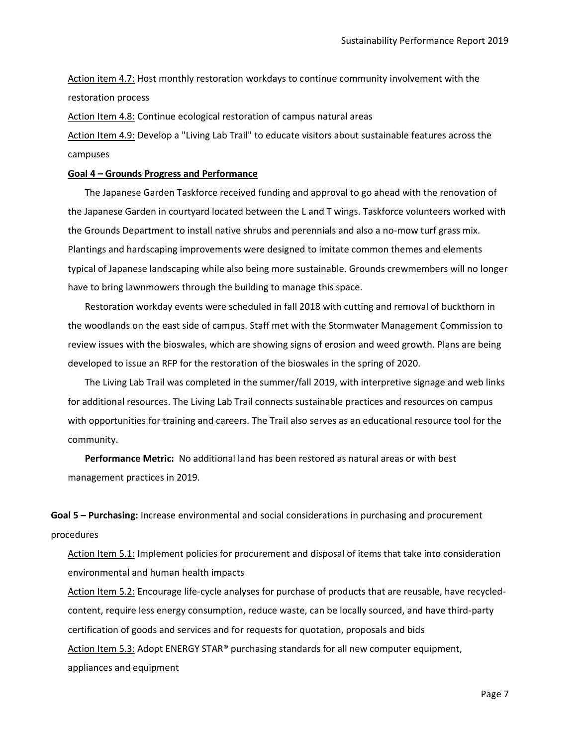<u>Action item 4.7:</u> Host monthly restoration workdays to continue community involvement with the restoration process

<u>Action Item 4.8:</u> Continue ecological restoration of campus natural areas

<u>Action Item 4.9:</u> Develop a "Living Lab Trail" to educate visitors about sustainable features across the campuses

**<u>Goal 4 – Grounds Progress and Performance</u>**

The Japanese Garden Taskforce received funding and approval to go ahead with the renovation of the Japanese Garden in courtyard located between the L and T wings. Taskforce volunteers worked with the Grounds Department to install native shrubs and perennials and also a no-mow turf grass mix. Plantings and hardscaping improvements were designed to imitate common themes and elements typical of Japanese landscaping while also being more sustainable. Grounds crewmembers will no longer have to bring lawnmowers through the building to manage this space.

Restoration workday events were scheduled in fall 2018 with cutting and removal of buckthorn in the woodlands on the east side of campus. Staff met with the Stormwater Management Commission to review issues with the bioswales, which are showing signs of erosion and weed growth. Plans are being developed to issue an RFP for the restoration of the bioswales in the spring of 2020.

The Living Lab Trail was completed in the summer/fall 2019, with interpretive signage and web links for additional resources. The Living Lab Trail connects sustainable practices and resources on campus with opportunities for training and careers. The Trail also serves as an educational resource tool for the community.

**Performance Metric:** No additional land has been restored as natural areas or with best management practices in 2019.

**Goal 5 – Purchasing:** Increase environmental and social considerations in purchasing and procurement procedures

<u>Action Item 5.1:</u> Implement policies for procurement and disposal of items that take into consideration environmental and human health impacts

<u>Action Item 5.2:</u> Encourage life-cycle analyses for purchase of products that are reusable, have recycled-content, require less energy consumption, reduce waste, can be locally sourced, and have third-party certification of goods and services and for requests for quotation, proposals and bids

<u>Action Item 5.3:</u> Adopt ENERGY STAR® purchasing standards for all new computer equipment, appliances and equipment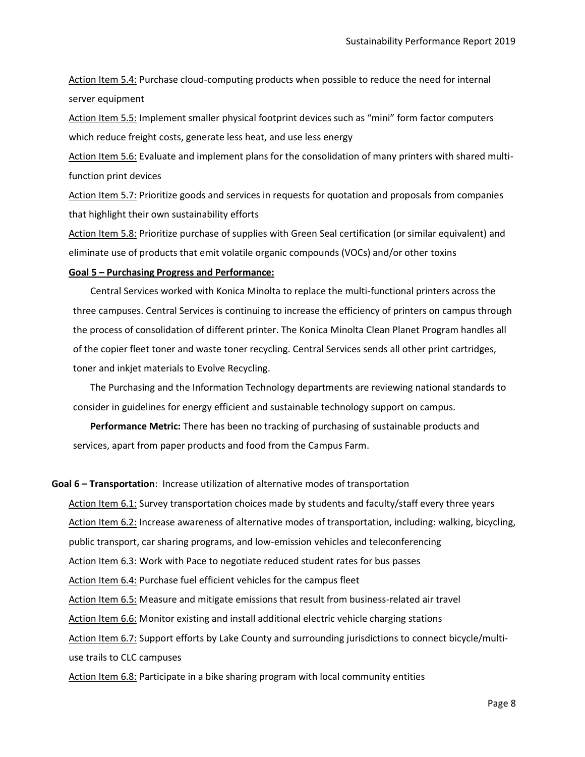Action Item 5.4: Purchase cloud-computing products when possible to reduce the need for internal server equipment

Action Item 5.5: Implement smaller physical footprint devices such as "mini" form factor computers which reduce freight costs, generate less heat, and use less energy

Action Item 5.6: Evaluate and implement plans for the consolidation of many printers with shared multi-function print devices

Action Item 5.7: Prioritize goods and services in requests for quotation and proposals from companies that highlight their own sustainability efforts

Action Item 5.8: Prioritize purchase of supplies with Green Seal certification (or similar equivalent) and eliminate use of products that emit volatile organic compounds (VOCs) and/or other toxins

**Goal 5 – Purchasing Progress and Performance:**

Central Services worked with Konica Minolta to replace the multi-functional printers across the three campuses. Central Services is continuing to increase the efficiency of printers on campus through the process of consolidation of different printer. The Konica Minolta Clean Planet Program handles all of the copier fleet toner and waste toner recycling. Central Services sends all other print cartridges, toner and inkjet materials to Evolve Recycling.

The Purchasing and the Information Technology departments are reviewing national standards to consider in guidelines for energy efficient and sustainable technology support on campus.

**Performance Metric:** There has been no tracking of purchasing of sustainable products and services, apart from paper products and food from the Campus Farm.

**Goal 6 – Transportation**: Increase utilization of alternative modes of transportation

Action Item 6.1: Survey transportation choices made by students and faculty/staff every three years

Action Item 6.2: Increase awareness of alternative modes of transportation, including: walking, bicycling, public transport, car sharing programs, and low-emission vehicles and teleconferencing

Action Item 6.3: Work with Pace to negotiate reduced student rates for bus passes

Action Item 6.4: Purchase fuel efficient vehicles for the campus fleet

Action Item 6.5: Measure and mitigate emissions that result from business-related air travel

Action Item 6.6: Monitor existing and install additional electric vehicle charging stations

Action Item 6.7: Support efforts by Lake County and surrounding jurisdictions to connect bicycle/multi-use trails to CLC campuses

Action Item 6.8: Participate in a bike sharing program with local community entities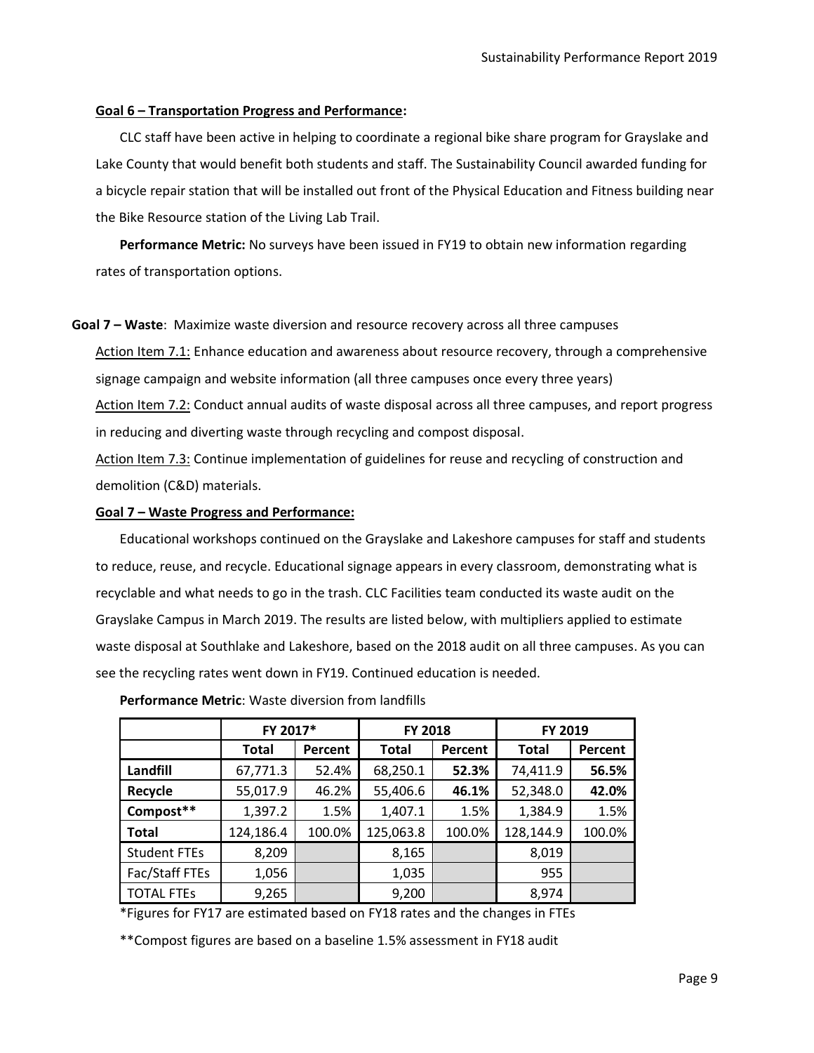**Goal 6 – Transportation Progress and Performance:**

CLC staff have been active in helping to coordinate a regional bike share program for Grayslake and Lake County that would benefit both students and staff. The Sustainability Council awarded funding for a bicycle repair station that will be installed out front of the Physical Education and Fitness building near the Bike Resource station of the Living Lab Trail.

**Performance Metric:** No surveys have been issued in FY19 to obtain new information regarding rates of transportation options.

**Goal 7 – Waste**: Maximize waste diversion and resource recovery across all three campuses

Action Item 7.1: Enhance education and awareness about resource recovery, through a comprehensive signage campaign and website information (all three campuses once every three years)

Action Item 7.2: Conduct annual audits of waste disposal across all three campuses, and report progress in reducing and diverting waste through recycling and compost disposal.

Action Item 7.3: Continue implementation of guidelines for reuse and recycling of construction and demolition (C&D) materials.

**Goal 7 – Waste Progress and Performance:**

Educational workshops continued on the Grayslake and Lakeshore campuses for staff and students to reduce, reuse, and recycle. Educational signage appears in every classroom, demonstrating what is recyclable and what needs to go in the trash. CLC Facilities team conducted its waste audit on the Grayslake Campus in March 2019. The results are listed below, with multipliers applied to estimate waste disposal at Southlake and Lakeshore, based on the 2018 audit on all three campuses. As you can see the recycling rates went down in FY19. Continued education is needed.

**Performance Metric**: Waste diversion from landfills

| | FY 2017* | | FY 2018 | | FY 2019 | |
|---|---|---|---|---|---|---|
| | **Total** | **Percent** | **Total** | **Percent** | **Total** | **Percent** |
| **Landfill** | 67,771.3 | 52.4% | 68,250.1 | **52.3%** | 74,411.9 | **56.5%** |
| **Recycle** | 55,017.9 | 46.2% | 55,406.6 | **46.1%** | 52,348.0 | **42.0%** |
| **Compost**** | 1,397.2 | 1.5% | 1,407.1 | 1.5% | 1,384.9 | 1.5% |
| **Total** | 124,186.4 | 100.0% | 125,063.8 | 100.0% | 128,144.9 | 100.0% |
| Student FTEs | 8,209 | | 8,165 | | 8,019 | |
| Fac/Staff FTEs | 1,056 | | 1,035 | | 955 | |
| TOTAL FTEs | 9,265 | | 9,200 | | 8,974 | |

*Figures for FY17 are estimated based on FY18 rates and the changes in FTEs

**Compost figures are based on a baseline 1.5% assessment in FY18 audit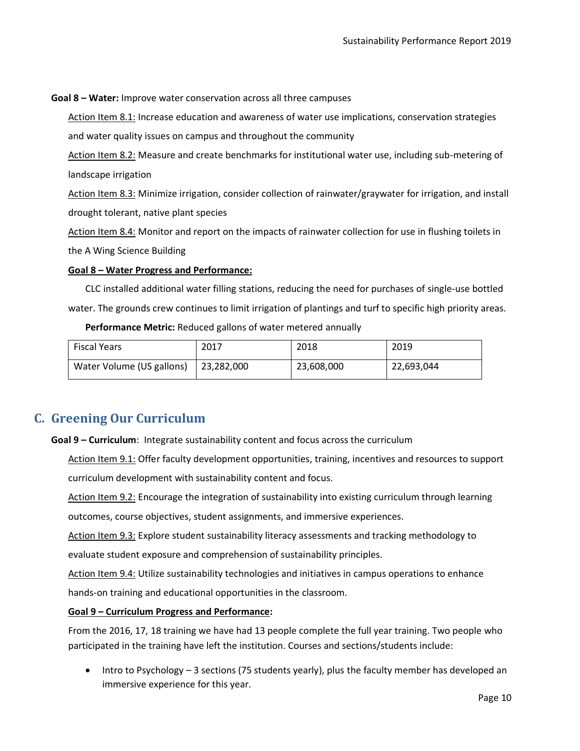**Goal 8 – Water:** Improve water conservation across all three campuses

Action Item 8.1: Increase education and awareness of water use implications, conservation strategies and water quality issues on campus and throughout the community

Action Item 8.2: Measure and create benchmarks for institutional water use, including sub-metering of landscape irrigation

Action Item 8.3: Minimize irrigation, consider collection of rainwater/graywater for irrigation, and install drought tolerant, native plant species

Action Item 8.4: Monitor and report on the impacts of rainwater collection for use in flushing toilets in the A Wing Science Building

**Goal 8 – Water Progress and Performance:**

CLC installed additional water filling stations, reducing the need for purchases of single-use bottled water. The grounds crew continues to limit irrigation of plantings and turf to specific high priority areas.

**Performance Metric:** Reduced gallons of water metered annually

| Fiscal Years | 2017 | 2018 | 2019 |
|---|---|---|---|
| Water Volume (US gallons) | 23,282,000 | 23,608,000 | 22,693,044 |

## C. Greening Our Curriculum

**Goal 9 – Curriculum**: Integrate sustainability content and focus across the curriculum

Action Item 9.1: Offer faculty development opportunities, training, incentives and resources to support curriculum development with sustainability content and focus.

Action Item 9.2: Encourage the integration of sustainability into existing curriculum through learning outcomes, course objectives, student assignments, and immersive experiences.

Action Item 9.3: Explore student sustainability literacy assessments and tracking methodology to evaluate student exposure and comprehension of sustainability principles.

Action Item 9.4: Utilize sustainability technologies and initiatives in campus operations to enhance hands-on training and educational opportunities in the classroom.

**Goal 9 – Curriculum Progress and Performance:**

From the 2016, 17, 18 training we have had 13 people complete the full year training. Two people who participated in the training have left the institution. Courses and sections/students include:

- Intro to Psychology – 3 sections (75 students yearly), plus the faculty member has developed an immersive experience for this year.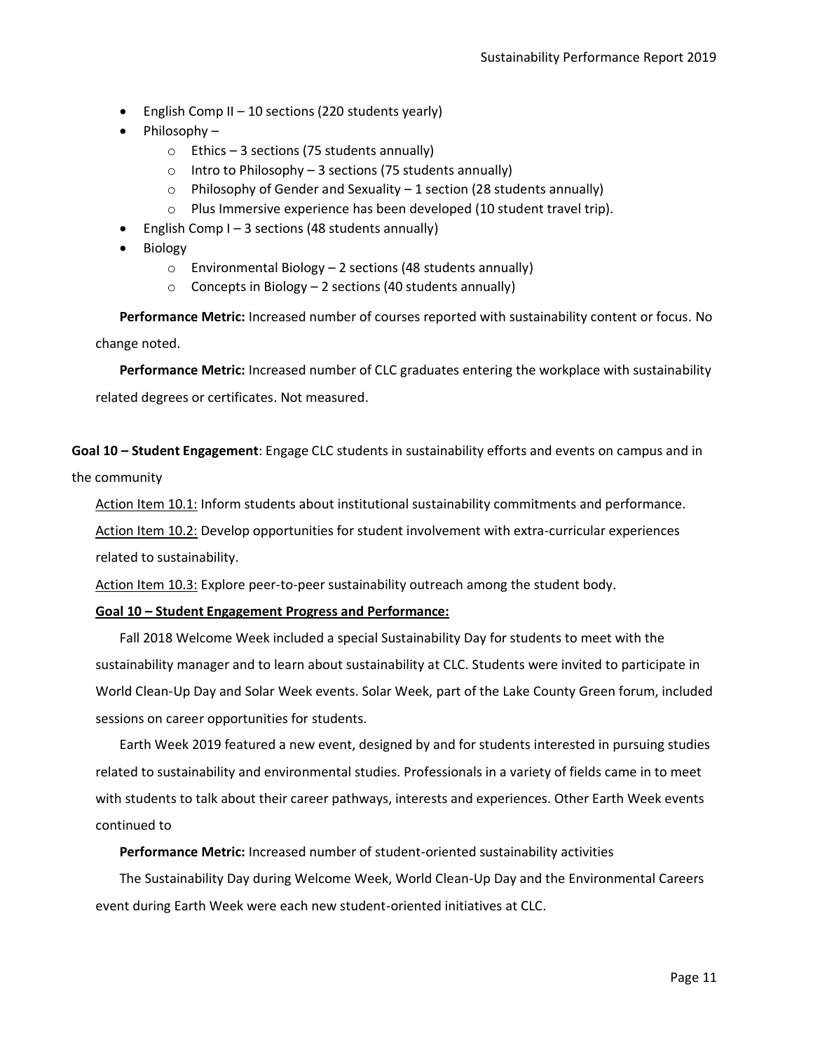- English Comp II – 10 sections (220 students yearly)
- Philosophy –
  - Ethics – 3 sections (75 students annually)
  - Intro to Philosophy – 3 sections (75 students annually)
  - Philosophy of Gender and Sexuality – 1 section (28 students annually)
  - Plus Immersive experience has been developed (10 student travel trip).
- English Comp I – 3 sections (48 students annually)
- Biology
  - Environmental Biology – 2 sections (48 students annually)
  - Concepts in Biology – 2 sections (40 students annually)

**Performance Metric:** Increased number of courses reported with sustainability content or focus. No change noted.

**Performance Metric:** Increased number of CLC graduates entering the workplace with sustainability related degrees or certificates. Not measured.

**Goal 10 – Student Engagement**: Engage CLC students in sustainability efforts and events on campus and in the community

Action Item 10.1: Inform students about institutional sustainability commitments and performance.

Action Item 10.2: Develop opportunities for student involvement with extra-curricular experiences related to sustainability.

Action Item 10.3: Explore peer-to-peer sustainability outreach among the student body.

**Goal 10 – Student Engagement Progress and Performance:**

Fall 2018 Welcome Week included a special Sustainability Day for students to meet with the sustainability manager and to learn about sustainability at CLC. Students were invited to participate in World Clean-Up Day and Solar Week events. Solar Week, part of the Lake County Green forum, included sessions on career opportunities for students.

Earth Week 2019 featured a new event, designed by and for students interested in pursuing studies related to sustainability and environmental studies. Professionals in a variety of fields came in to meet with students to talk about their career pathways, interests and experiences. Other Earth Week events continued to

**Performance Metric:** Increased number of student-oriented sustainability activities

The Sustainability Day during Welcome Week, World Clean-Up Day and the Environmental Careers event during Earth Week were each new student-oriented initiatives at CLC.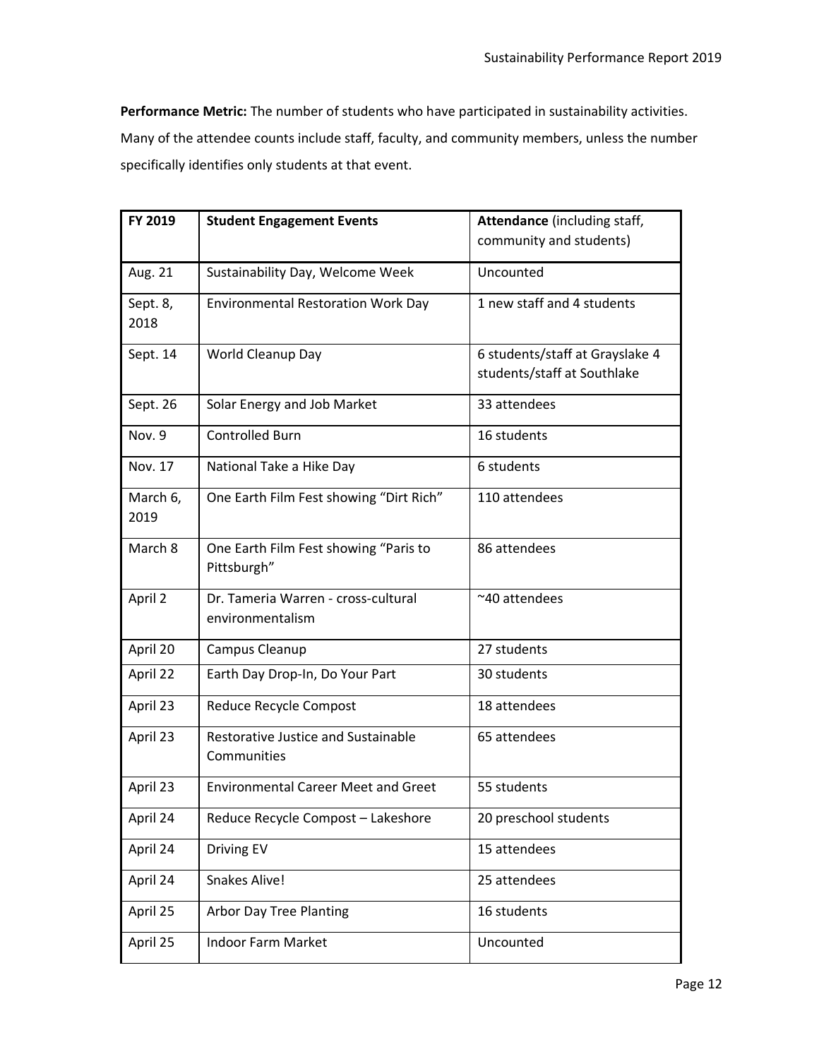**Performance Metric:** The number of students who have participated in sustainability activities. Many of the attendee counts include staff, faculty, and community members, unless the number specifically identifies only students at that event.

| FY 2019 | Student Engagement Events | Attendance (including staff, community and students) |
|---|---|---|
| Aug. 21 | Sustainability Day, Welcome Week | Uncounted |
| Sept. 8, 2018 | Environmental Restoration Work Day | 1 new staff and 4 students |
| Sept. 14 | World Cleanup Day | 6 students/staff at Grayslake 4 students/staff at Southlake |
| Sept. 26 | Solar Energy and Job Market | 33 attendees |
| Nov. 9 | Controlled Burn | 16 students |
| Nov. 17 | National Take a Hike Day | 6 students |
| March 6, 2019 | One Earth Film Fest showing "Dirt Rich" | 110 attendees |
| March 8 | One Earth Film Fest showing "Paris to Pittsburgh" | 86 attendees |
| April 2 | Dr. Tameria Warren - cross-cultural environmentalism | ~40 attendees |
| April 20 | Campus Cleanup | 27 students |
| April 22 | Earth Day Drop-In, Do Your Part | 30 students |
| April 23 | Reduce Recycle Compost | 18 attendees |
| April 23 | Restorative Justice and Sustainable Communities | 65 attendees |
| April 23 | Environmental Career Meet and Greet | 55 students |
| April 24 | Reduce Recycle Compost – Lakeshore | 20 preschool students |
| April 24 | Driving EV | 15 attendees |
| April 24 | Snakes Alive! | 25 attendees |
| April 25 | Arbor Day Tree Planting | 16 students |
| April 25 | Indoor Farm Market | Uncounted |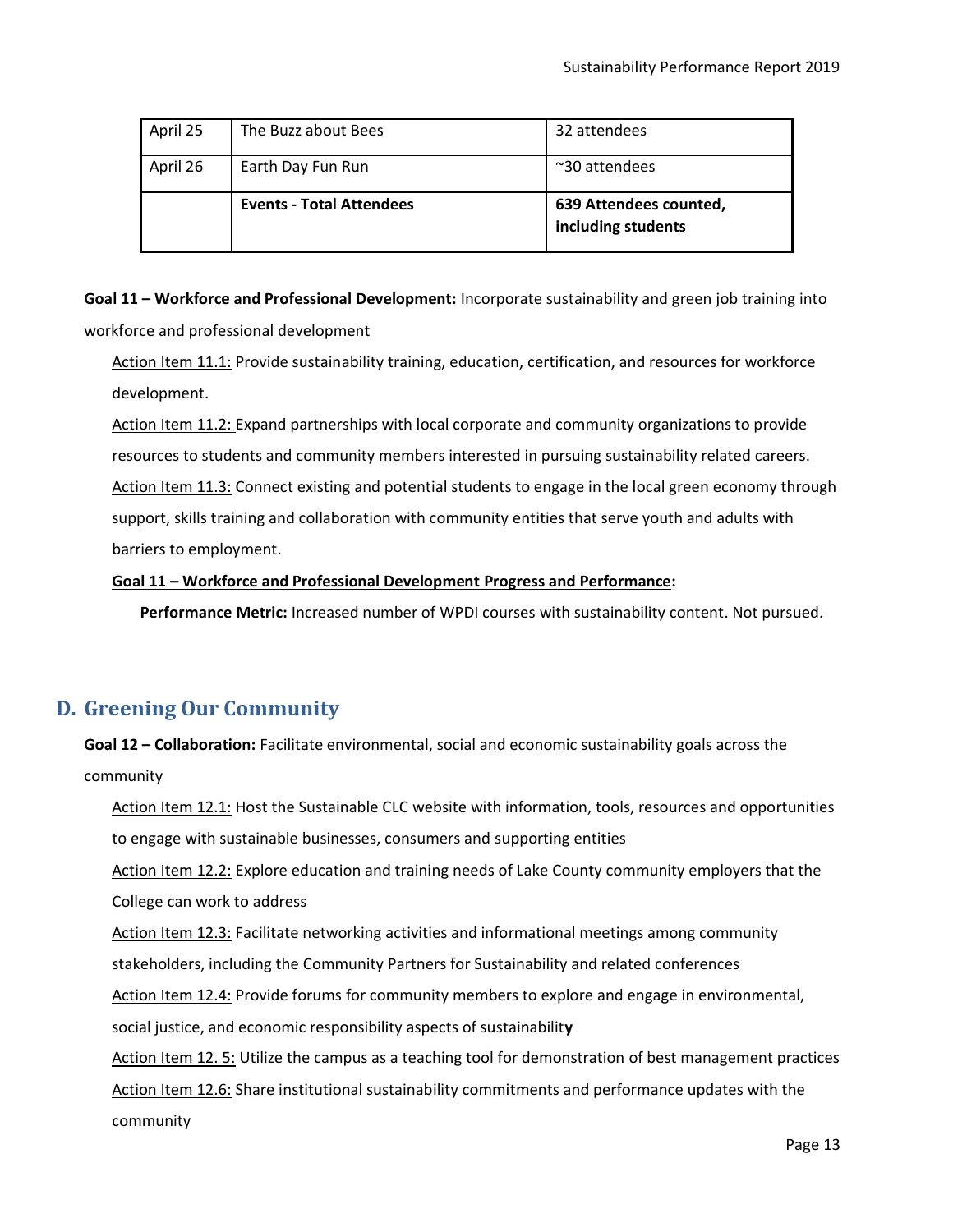| | | |
|---|---|---|
| April 25 | The Buzz about Bees | 32 attendees |
| April 26 | Earth Day Fun Run | ~30 attendees |
| | **Events - Total Attendees** | **639 Attendees counted, including students** |

**Goal 11 – Workforce and Professional Development:** Incorporate sustainability and green job training into workforce and professional development

Action Item 11.1: Provide sustainability training, education, certification, and resources for workforce development.

Action Item 11.2: Expand partnerships with local corporate and community organizations to provide resources to students and community members interested in pursuing sustainability related careers.

Action Item 11.3: Connect existing and potential students to engage in the local green economy through support, skills training and collaboration with community entities that serve youth and adults with barriers to employment.

**Goal 11 – Workforce and Professional Development Progress and Performance:**

**Performance Metric:** Increased number of WPDI courses with sustainability content. Not pursued.

## D. Greening Our Community

**Goal 12 – Collaboration:** Facilitate environmental, social and economic sustainability goals across the community

Action Item 12.1: Host the Sustainable CLC website with information, tools, resources and opportunities to engage with sustainable businesses, consumers and supporting entities

Action Item 12.2: Explore education and training needs of Lake County community employers that the College can work to address

Action Item 12.3: Facilitate networking activities and informational meetings among community stakeholders, including the Community Partners for Sustainability and related conferences

Action Item 12.4: Provide forums for community members to explore and engage in environmental, social justice, and economic responsibility aspects of sustainability

Action Item 12. 5: Utilize the campus as a teaching tool for demonstration of best management practices

Action Item 12.6: Share institutional sustainability commitments and performance updates with the community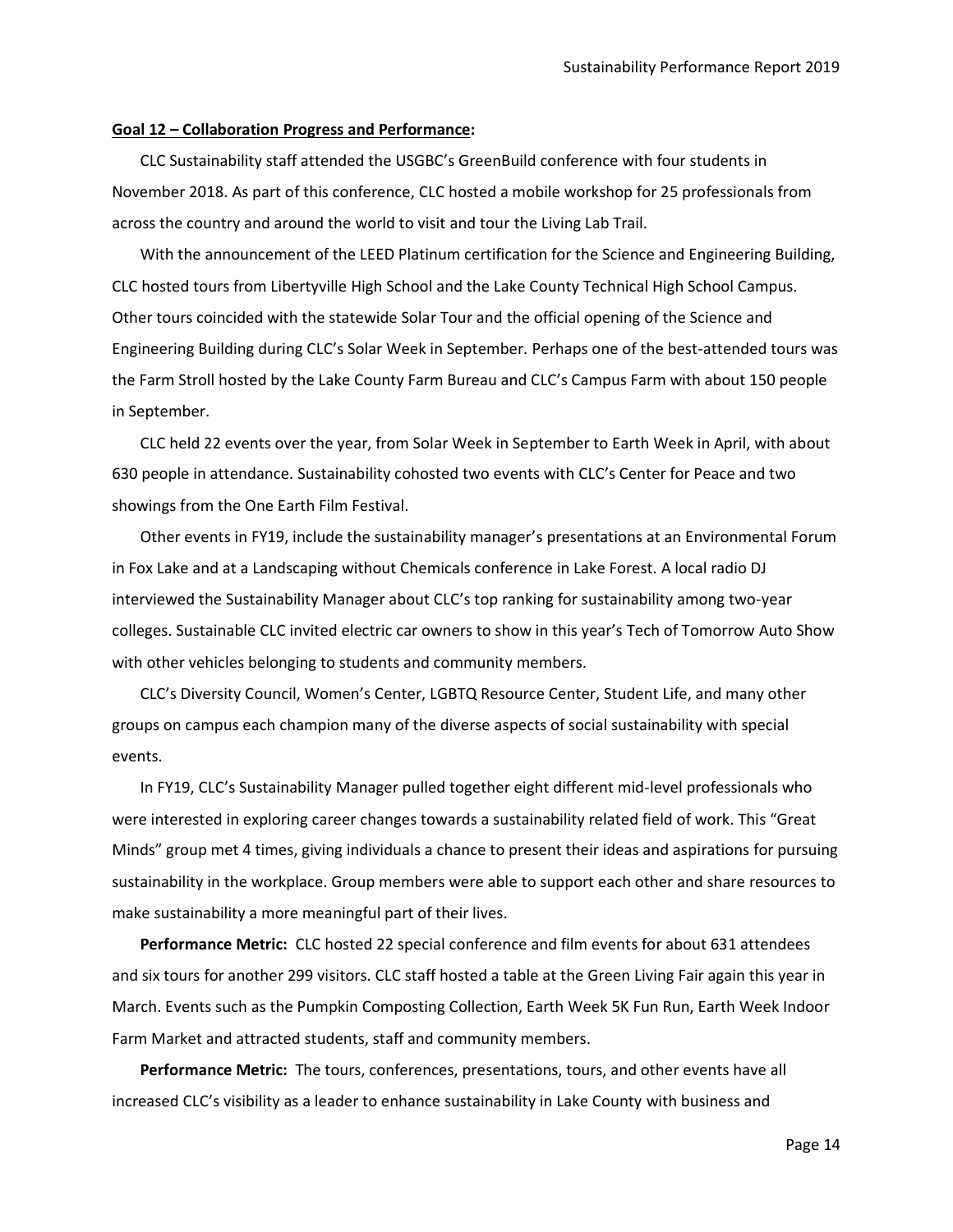**Goal 12 – Collaboration Progress and Performance:**

CLC Sustainability staff attended the USGBC's GreenBuild conference with four students in November 2018. As part of this conference, CLC hosted a mobile workshop for 25 professionals from across the country and around the world to visit and tour the Living Lab Trail.

With the announcement of the LEED Platinum certification for the Science and Engineering Building, CLC hosted tours from Libertyville High School and the Lake County Technical High School Campus. Other tours coincided with the statewide Solar Tour and the official opening of the Science and Engineering Building during CLC's Solar Week in September. Perhaps one of the best-attended tours was the Farm Stroll hosted by the Lake County Farm Bureau and CLC's Campus Farm with about 150 people in September.

CLC held 22 events over the year, from Solar Week in September to Earth Week in April, with about 630 people in attendance. Sustainability cohosted two events with CLC's Center for Peace and two showings from the One Earth Film Festival.

Other events in FY19, include the sustainability manager's presentations at an Environmental Forum in Fox Lake and at a Landscaping without Chemicals conference in Lake Forest. A local radio DJ interviewed the Sustainability Manager about CLC's top ranking for sustainability among two-year colleges. Sustainable CLC invited electric car owners to show in this year's Tech of Tomorrow Auto Show with other vehicles belonging to students and community members.

CLC's Diversity Council, Women's Center, LGBTQ Resource Center, Student Life, and many other groups on campus each champion many of the diverse aspects of social sustainability with special events.

In FY19, CLC's Sustainability Manager pulled together eight different mid-level professionals who were interested in exploring career changes towards a sustainability related field of work. This "Great Minds" group met 4 times, giving individuals a chance to present their ideas and aspirations for pursuing sustainability in the workplace. Group members were able to support each other and share resources to make sustainability a more meaningful part of their lives.

**Performance Metric:** CLC hosted 22 special conference and film events for about 631 attendees and six tours for another 299 visitors. CLC staff hosted a table at the Green Living Fair again this year in March. Events such as the Pumpkin Composting Collection, Earth Week 5K Fun Run, Earth Week Indoor Farm Market and attracted students, staff and community members.

**Performance Metric:** The tours, conferences, presentations, tours, and other events have all increased CLC's visibility as a leader to enhance sustainability in Lake County with business and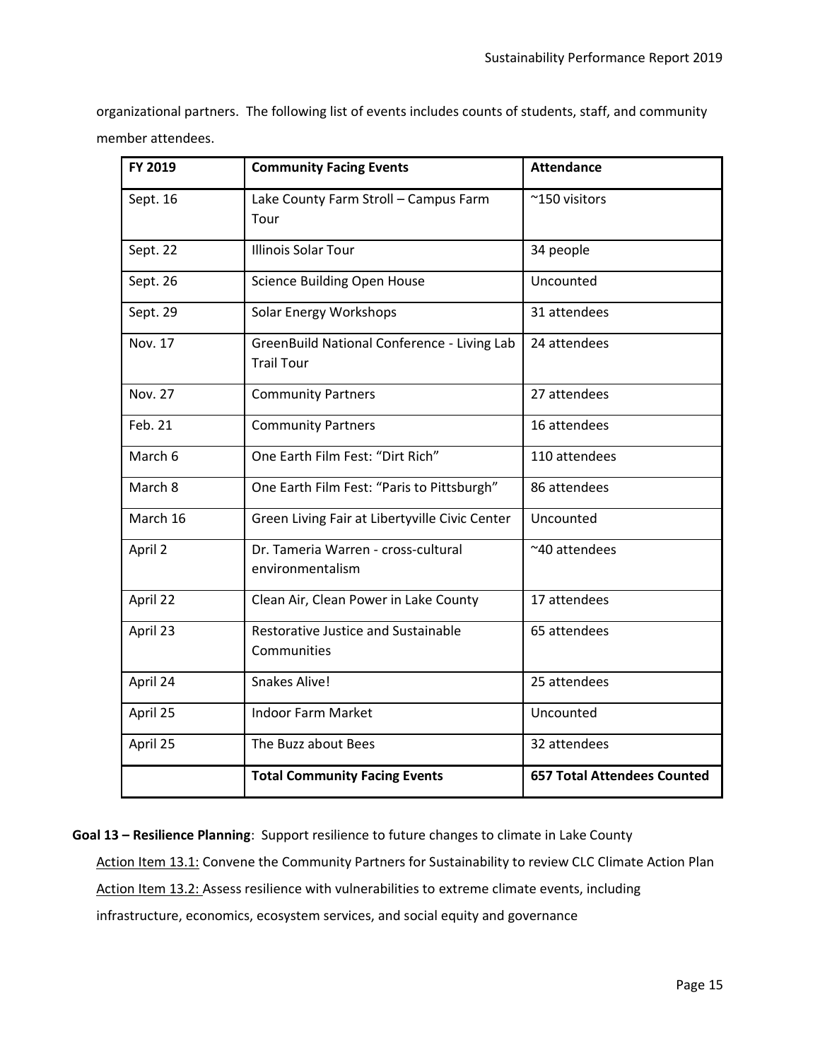organizational partners. The following list of events includes counts of students, staff, and community member attendees.

| FY 2019 | Community Facing Events | Attendance |
|---|---|---|
| Sept. 16 | Lake County Farm Stroll – Campus Farm Tour | ~150 visitors |
| Sept. 22 | Illinois Solar Tour | 34 people |
| Sept. 26 | Science Building Open House | Uncounted |
| Sept. 29 | Solar Energy Workshops | 31 attendees |
| Nov. 17 | GreenBuild National Conference - Living Lab Trail Tour | 24 attendees |
| Nov. 27 | Community Partners | 27 attendees |
| Feb. 21 | Community Partners | 16 attendees |
| March 6 | One Earth Film Fest: "Dirt Rich" | 110 attendees |
| March 8 | One Earth Film Fest: "Paris to Pittsburgh" | 86 attendees |
| March 16 | Green Living Fair at Libertyville Civic Center | Uncounted |
| April 2 | Dr. Tameria Warren - cross-cultural environmentalism | ~40 attendees |
| April 22 | Clean Air, Clean Power in Lake County | 17 attendees |
| April 23 | Restorative Justice and Sustainable Communities | 65 attendees |
| April 24 | Snakes Alive! | 25 attendees |
| April 25 | Indoor Farm Market | Uncounted |
| April 25 | The Buzz about Bees | 32 attendees |
| | **Total Community Facing Events** | **657 Total Attendees Counted** |

**Goal 13 – Resilience Planning**: Support resilience to future changes to climate in Lake County

Action Item 13.1: Convene the Community Partners for Sustainability to review CLC Climate Action Plan

Action Item 13.2: Assess resilience with vulnerabilities to extreme climate events, including infrastructure, economics, ecosystem services, and social equity and governance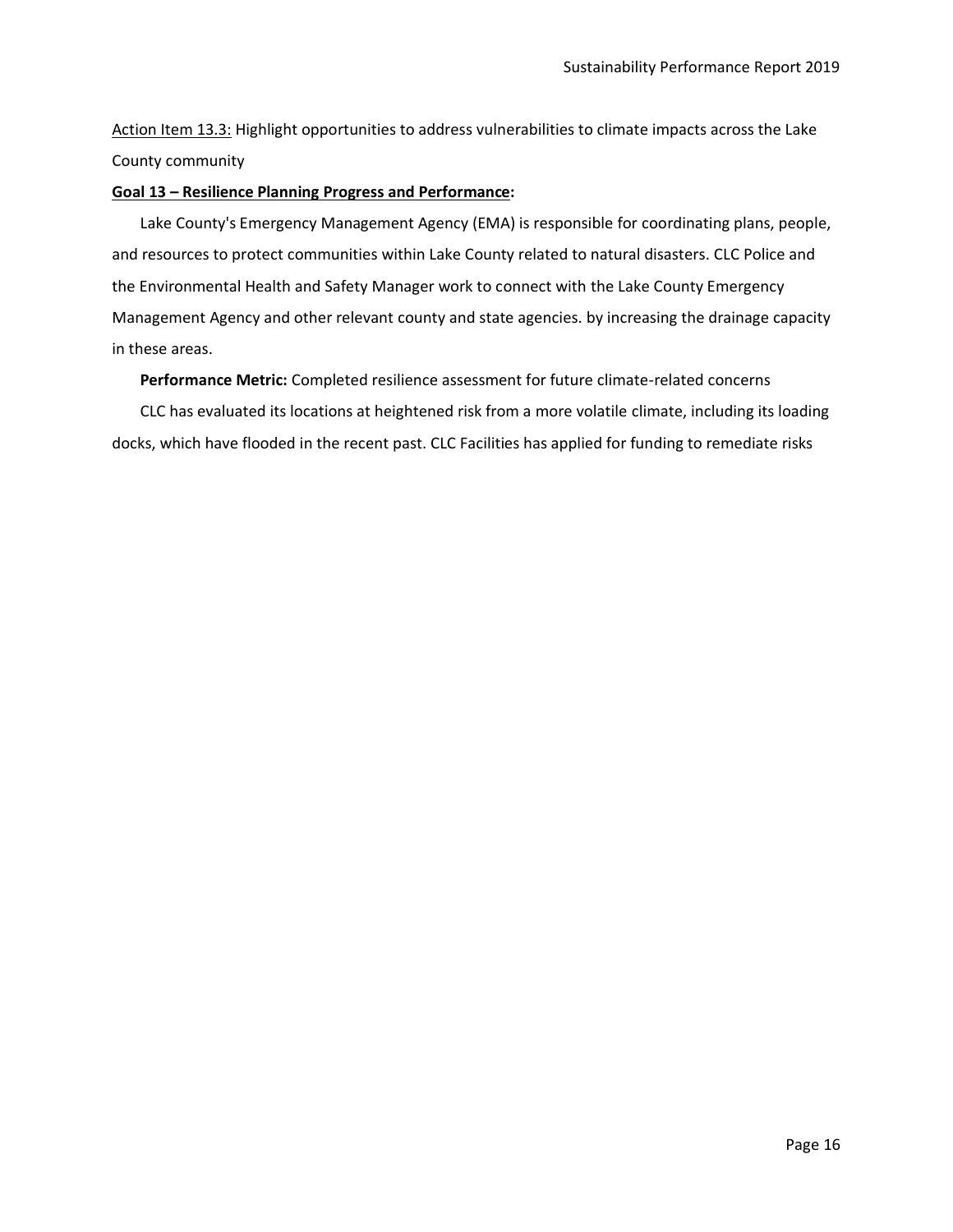<u>Action Item 13.3:</u> Highlight opportunities to address vulnerabilities to climate impacts across the Lake County community

**<u>Goal 13 – Resilience Planning Progress and Performance</u>:**

Lake County's Emergency Management Agency (EMA) is responsible for coordinating plans, people, and resources to protect communities within Lake County related to natural disasters. CLC Police and the Environmental Health and Safety Manager work to connect with the Lake County Emergency Management Agency and other relevant county and state agencies. by increasing the drainage capacity in these areas.

**Performance Metric:** Completed resilience assessment for future climate-related concerns

CLC has evaluated its locations at heightened risk from a more volatile climate, including its loading docks, which have flooded in the recent past. CLC Facilities has applied for funding to remediate risks